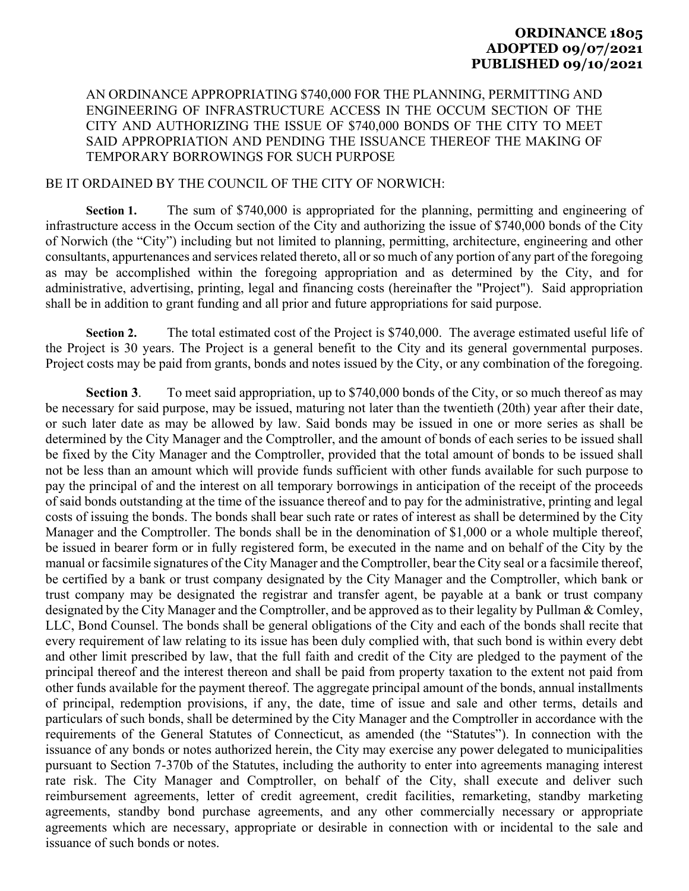**ORDINANCE 1805**
**ADOPTED 09/07/2021**
**PUBLISHED 09/10/2021**

AN ORDINANCE APPROPRIATING $740,000 FOR THE PLANNING, PERMITTING AND ENGINEERING OF INFRASTRUCTURE ACCESS IN THE OCCUM SECTION OF THE CITY AND AUTHORIZING THE ISSUE OF $740,000 BONDS OF THE CITY TO MEET SAID APPROPRIATION AND PENDING THE ISSUANCE THEREOF THE MAKING OF TEMPORARY BORROWINGS FOR SUCH PURPOSE

BE IT ORDAINED BY THE COUNCIL OF THE CITY OF NORWICH:

**Section 1.** The sum of $740,000 is appropriated for the planning, permitting and engineering of infrastructure access in the Occum section of the City and authorizing the issue of $740,000 bonds of the City of Norwich (the "City") including but not limited to planning, permitting, architecture, engineering and other consultants, appurtenances and services related thereto, all or so much of any portion of any part of the foregoing as may be accomplished within the foregoing appropriation and as determined by the City, and for administrative, advertising, printing, legal and financing costs (hereinafter the "Project"). Said appropriation shall be in addition to grant funding and all prior and future appropriations for said purpose.

**Section 2.** The total estimated cost of the Project is $740,000. The average estimated useful life of the Project is 30 years. The Project is a general benefit to the City and its general governmental purposes. Project costs may be paid from grants, bonds and notes issued by the City, or any combination of the foregoing.

**Section 3**. To meet said appropriation, up to $740,000 bonds of the City, or so much thereof as may be necessary for said purpose, may be issued, maturing not later than the twentieth (20th) year after their date, or such later date as may be allowed by law. Said bonds may be issued in one or more series as shall be determined by the City Manager and the Comptroller, and the amount of bonds of each series to be issued shall be fixed by the City Manager and the Comptroller, provided that the total amount of bonds to be issued shall not be less than an amount which will provide funds sufficient with other funds available for such purpose to pay the principal of and the interest on all temporary borrowings in anticipation of the receipt of the proceeds of said bonds outstanding at the time of the issuance thereof and to pay for the administrative, printing and legal costs of issuing the bonds. The bonds shall bear such rate or rates of interest as shall be determined by the City Manager and the Comptroller. The bonds shall be in the denomination of $1,000 or a whole multiple thereof, be issued in bearer form or in fully registered form, be executed in the name and on behalf of the City by the manual or facsimile signatures of the City Manager and the Comptroller, bear the City seal or a facsimile thereof, be certified by a bank or trust company designated by the City Manager and the Comptroller, which bank or trust company may be designated the registrar and transfer agent, be payable at a bank or trust company designated by the City Manager and the Comptroller, and be approved as to their legality by Pullman & Comley, LLC, Bond Counsel. The bonds shall be general obligations of the City and each of the bonds shall recite that every requirement of law relating to its issue has been duly complied with, that such bond is within every debt and other limit prescribed by law, that the full faith and credit of the City are pledged to the payment of the principal thereof and the interest thereon and shall be paid from property taxation to the extent not paid from other funds available for the payment thereof. The aggregate principal amount of the bonds, annual installments of principal, redemption provisions, if any, the date, time of issue and sale and other terms, details and particulars of such bonds, shall be determined by the City Manager and the Comptroller in accordance with the requirements of the General Statutes of Connecticut, as amended (the "Statutes"). In connection with the issuance of any bonds or notes authorized herein, the City may exercise any power delegated to municipalities pursuant to Section 7-370b of the Statutes, including the authority to enter into agreements managing interest rate risk. The City Manager and Comptroller, on behalf of the City, shall execute and deliver such reimbursement agreements, letter of credit agreement, credit facilities, remarketing, standby marketing agreements, standby bond purchase agreements, and any other commercially necessary or appropriate agreements which are necessary, appropriate or desirable in connection with or incidental to the sale and issuance of such bonds or notes.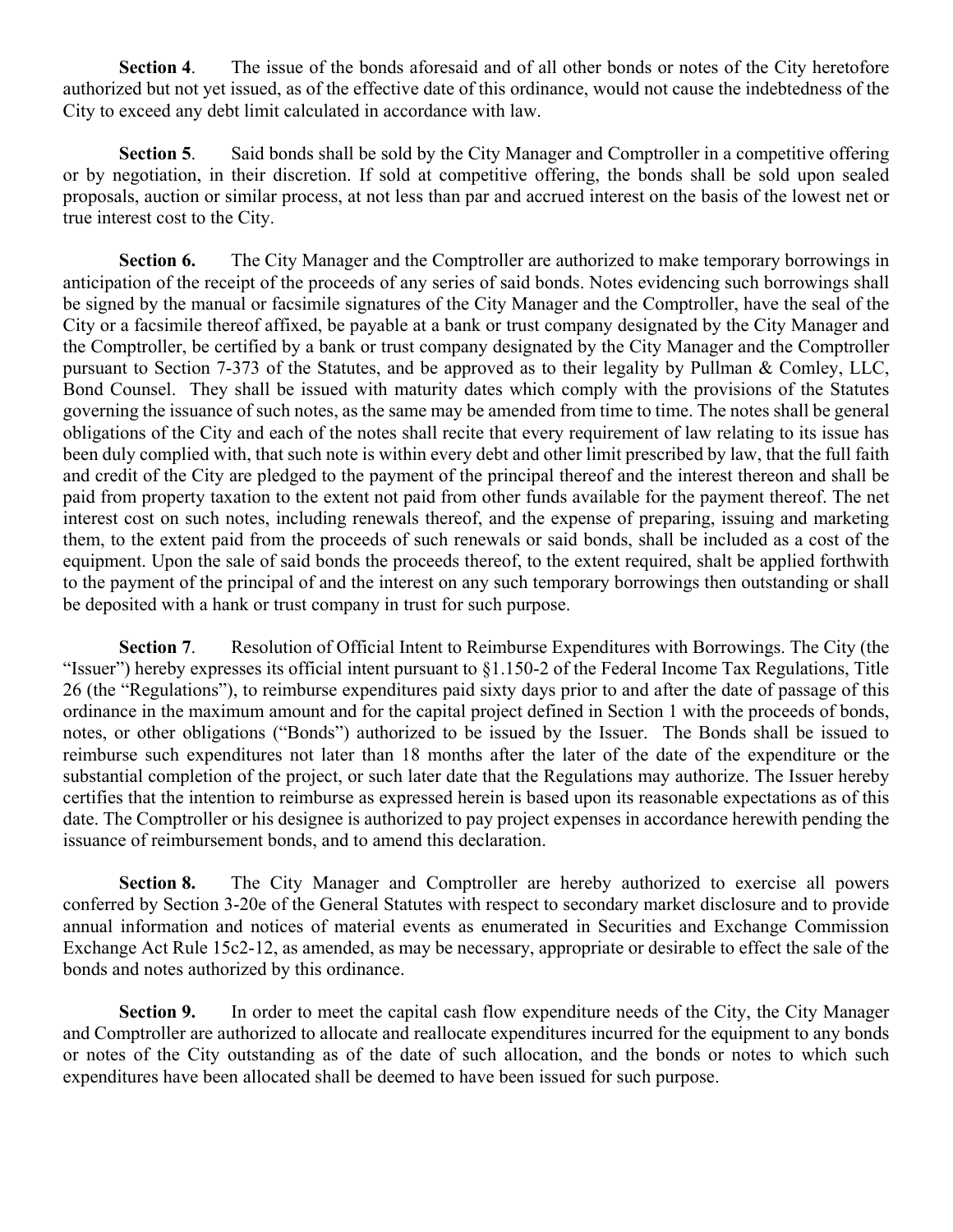**Section 4**. The issue of the bonds aforesaid and of all other bonds or notes of the City heretofore authorized but not yet issued, as of the effective date of this ordinance, would not cause the indebtedness of the City to exceed any debt limit calculated in accordance with law.

**Section 5**. Said bonds shall be sold by the City Manager and Comptroller in a competitive offering or by negotiation, in their discretion. If sold at competitive offering, the bonds shall be sold upon sealed proposals, auction or similar process, at not less than par and accrued interest on the basis of the lowest net or true interest cost to the City.

**Section 6.** The City Manager and the Comptroller are authorized to make temporary borrowings in anticipation of the receipt of the proceeds of any series of said bonds. Notes evidencing such borrowings shall be signed by the manual or facsimile signatures of the City Manager and the Comptroller, have the seal of the City or a facsimile thereof affixed, be payable at a bank or trust company designated by the City Manager and the Comptroller, be certified by a bank or trust company designated by the City Manager and the Comptroller pursuant to Section 7-373 of the Statutes, and be approved as to their legality by Pullman & Comley, LLC, Bond Counsel. They shall be issued with maturity dates which comply with the provisions of the Statutes governing the issuance of such notes, as the same may be amended from time to time. The notes shall be general obligations of the City and each of the notes shall recite that every requirement of law relating to its issue has been duly complied with, that such note is within every debt and other limit prescribed by law, that the full faith and credit of the City are pledged to the payment of the principal thereof and the interest thereon and shall be paid from property taxation to the extent not paid from other funds available for the payment thereof. The net interest cost on such notes, including renewals thereof, and the expense of preparing, issuing and marketing them, to the extent paid from the proceeds of such renewals or said bonds, shall be included as a cost of the equipment. Upon the sale of said bonds the proceeds thereof, to the extent required, shalt be applied forthwith to the payment of the principal of and the interest on any such temporary borrowings then outstanding or shall be deposited with a hank or trust company in trust for such purpose.

**Section 7**. Resolution of Official Intent to Reimburse Expenditures with Borrowings. The City (the "Issuer") hereby expresses its official intent pursuant to §1.150-2 of the Federal Income Tax Regulations, Title 26 (the "Regulations"), to reimburse expenditures paid sixty days prior to and after the date of passage of this ordinance in the maximum amount and for the capital project defined in Section 1 with the proceeds of bonds, notes, or other obligations ("Bonds") authorized to be issued by the Issuer. The Bonds shall be issued to reimburse such expenditures not later than 18 months after the later of the date of the expenditure or the substantial completion of the project, or such later date that the Regulations may authorize. The Issuer hereby certifies that the intention to reimburse as expressed herein is based upon its reasonable expectations as of this date. The Comptroller or his designee is authorized to pay project expenses in accordance herewith pending the issuance of reimbursement bonds, and to amend this declaration.

**Section 8.** The City Manager and Comptroller are hereby authorized to exercise all powers conferred by Section 3-20e of the General Statutes with respect to secondary market disclosure and to provide annual information and notices of material events as enumerated in Securities and Exchange Commission Exchange Act Rule 15c2-12, as amended, as may be necessary, appropriate or desirable to effect the sale of the bonds and notes authorized by this ordinance.

**Section 9.** In order to meet the capital cash flow expenditure needs of the City, the City Manager and Comptroller are authorized to allocate and reallocate expenditures incurred for the equipment to any bonds or notes of the City outstanding as of the date of such allocation, and the bonds or notes to which such expenditures have been allocated shall be deemed to have been issued for such purpose.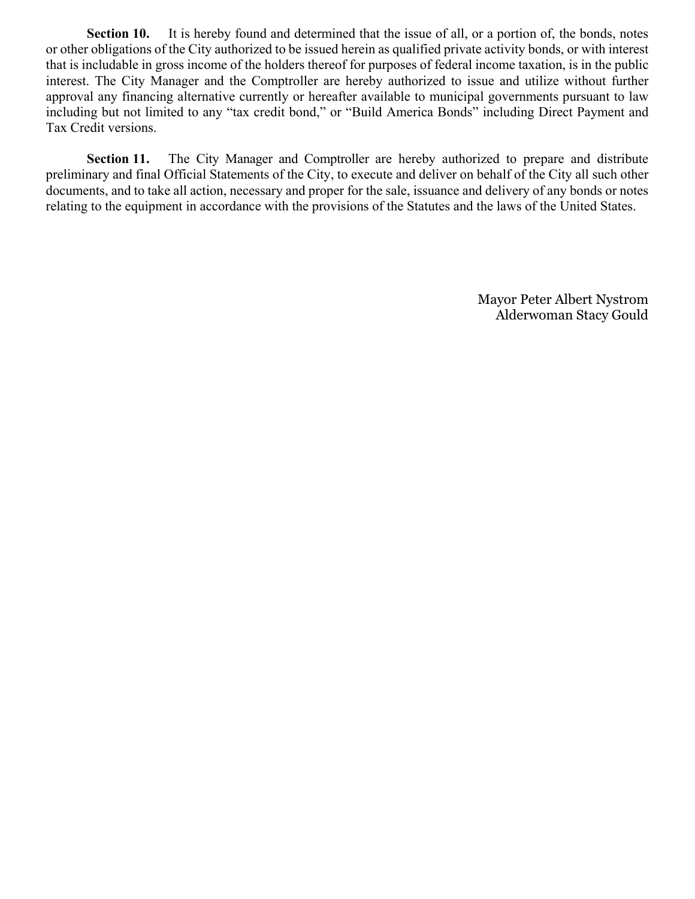**Section 10.** It is hereby found and determined that the issue of all, or a portion of, the bonds, notes or other obligations of the City authorized to be issued herein as qualified private activity bonds, or with interest that is includable in gross income of the holders thereof for purposes of federal income taxation, is in the public interest. The City Manager and the Comptroller are hereby authorized to issue and utilize without further approval any financing alternative currently or hereafter available to municipal governments pursuant to law including but not limited to any "tax credit bond," or "Build America Bonds" including Direct Payment and Tax Credit versions.

**Section 11.** The City Manager and Comptroller are hereby authorized to prepare and distribute preliminary and final Official Statements of the City, to execute and deliver on behalf of the City all such other documents, and to take all action, necessary and proper for the sale, issuance and delivery of any bonds or notes relating to the equipment in accordance with the provisions of the Statutes and the laws of the United States.

Mayor Peter Albert Nystrom
Alderwoman Stacy Gould